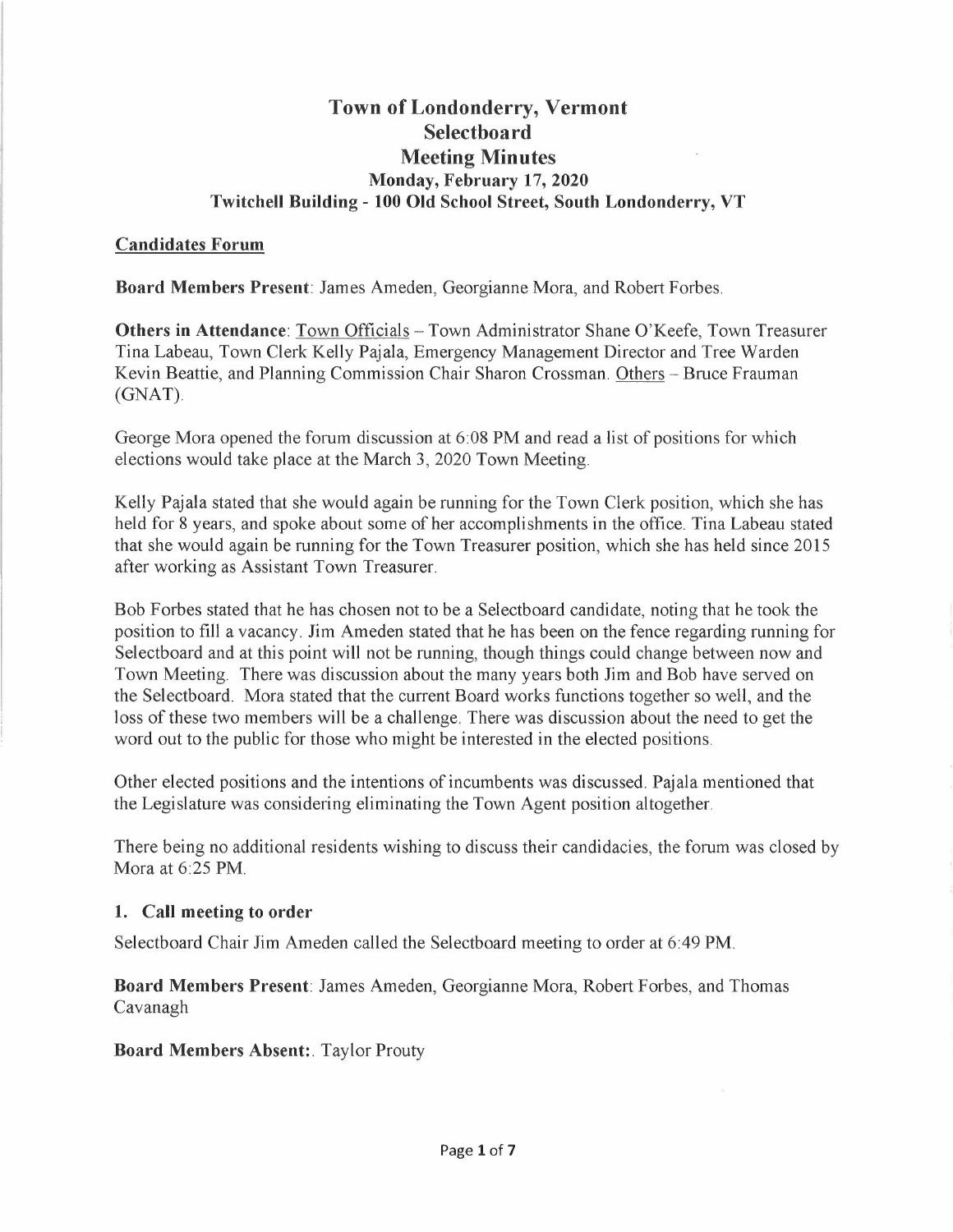# Town of Londonderry, Vermont
## Selectboard
## Meeting Minutes
### Monday, February 17, 2020
### Twitchell Building - 100 Old School Street, South Londonderry, VT

**Candidates Forum**

**Board Members Present**: James Ameden, Georgianne Mora, and Robert Forbes.

**Others in Attendance**: Town Officials – Town Administrator Shane O'Keefe, Town Treasurer Tina Labeau, Town Clerk Kelly Pajala, Emergency Management Director and Tree Warden Kevin Beattie, and Planning Commission Chair Sharon Crossman. Others – Bruce Frauman (GNAT).

George Mora opened the forum discussion at 6:08 PM and read a list of positions for which elections would take place at the March 3, 2020 Town Meeting.

Kelly Pajala stated that she would again be running for the Town Clerk position, which she has held for 8 years, and spoke about some of her accomplishments in the office. Tina Labeau stated that she would again be running for the Town Treasurer position, which she has held since 2015 after working as Assistant Town Treasurer.

Bob Forbes stated that he has chosen not to be a Selectboard candidate, noting that he took the position to fill a vacancy. Jim Ameden stated that he has been on the fence regarding running for Selectboard and at this point will not be running, though things could change between now and Town Meeting. There was discussion about the many years both Jim and Bob have served on the Selectboard. Mora stated that the current Board works functions together so well, and the loss of these two members will be a challenge. There was discussion about the need to get the word out to the public for those who might be interested in the elected positions.

Other elected positions and the intentions of incumbents was discussed. Pajala mentioned that the Legislature was considering eliminating the Town Agent position altogether.

There being no additional residents wishing to discuss their candidacies, the forum was closed by Mora at 6:25 PM.

### 1. Call meeting to order

Selectboard Chair Jim Ameden called the Selectboard meeting to order at 6:49 PM.

**Board Members Present**: James Ameden, Georgianne Mora, Robert Forbes, and Thomas Cavanagh

**Board Members Absent:**. Taylor Prouty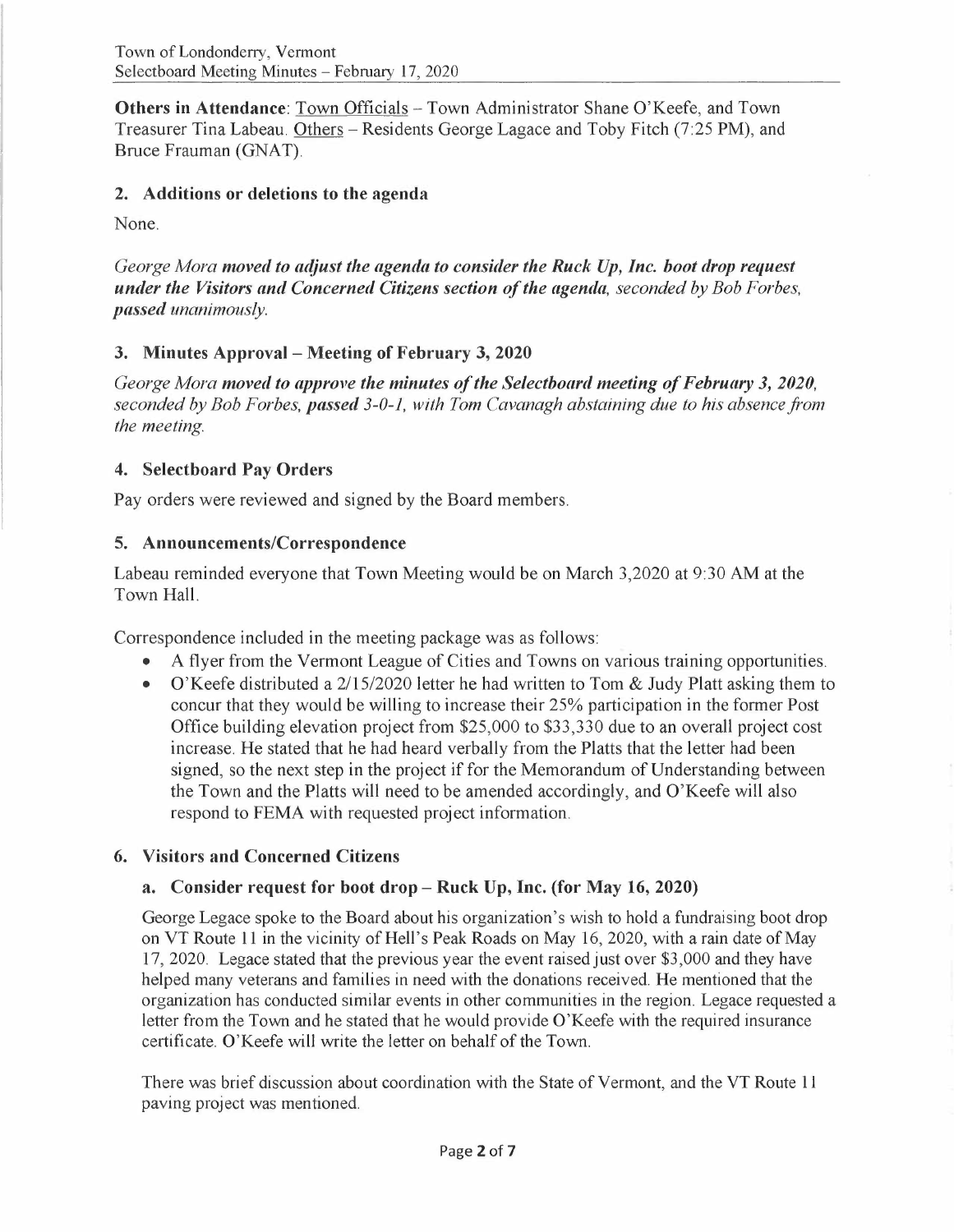**Others in Attendance**: Town Officials – Town Administrator Shane O'Keefe, and Town Treasurer Tina Labeau. Others – Residents George Lagace and Toby Fitch (7:25 PM), and Bruce Frauman (GNAT).

## 2. Additions or deletions to the agenda

None.

*George Mora* ***moved to adjust the agenda to consider the Ruck Up, Inc. boot drop request under the Visitors and Concerned Citizens section of the agenda****, seconded by Bob Forbes,* ***passed*** *unanimously.*

## 3. Minutes Approval – Meeting of February 3, 2020

*George Mora* ***moved to approve the minutes of the Selectboard meeting of February 3, 2020****, seconded by Bob Forbes,* ***passed*** *3-0-1, with Tom Cavanagh abstaining due to his absence from the meeting.*

## 4. Selectboard Pay Orders

Pay orders were reviewed and signed by the Board members.

## 5. Announcements/Correspondence

Labeau reminded everyone that Town Meeting would be on March 3,2020 at 9:30 AM at the Town Hall.

Correspondence included in the meeting package was as follows:

- A flyer from the Vermont League of Cities and Towns on various training opportunities.
- O'Keefe distributed a 2/15/2020 letter he had written to Tom & Judy Platt asking them to concur that they would be willing to increase their 25% participation in the former Post Office building elevation project from $25,000 to $33,330 due to an overall project cost increase. He stated that he had heard verbally from the Platts that the letter had been signed, so the next step in the project if for the Memorandum of Understanding between the Town and the Platts will need to be amended accordingly, and O'Keefe will also respond to FEMA with requested project information.

## 6. Visitors and Concerned Citizens

### a. Consider request for boot drop – Ruck Up, Inc. (for May 16, 2020)

George Legace spoke to the Board about his organization's wish to hold a fundraising boot drop on VT Route 11 in the vicinity of Hell's Peak Roads on May 16, 2020, with a rain date of May 17, 2020. Legace stated that the previous year the event raised just over $3,000 and they have helped many veterans and families in need with the donations received. He mentioned that the organization has conducted similar events in other communities in the region. Legace requested a letter from the Town and he stated that he would provide O'Keefe with the required insurance certificate. O'Keefe will write the letter on behalf of the Town.

There was brief discussion about coordination with the State of Vermont, and the VT Route 11 paving project was mentioned.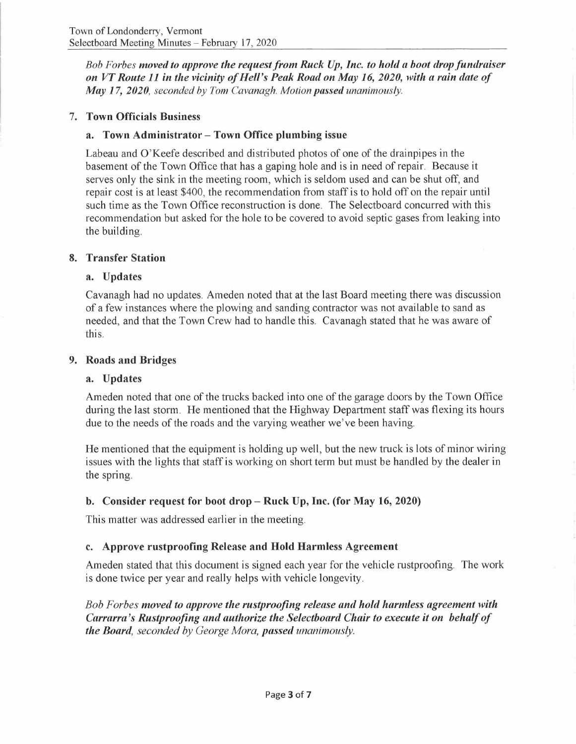*Bob Forbes* ***moved to approve the request from Ruck Up, Inc. to hold a boot drop fundraiser on VT Route 11 in the vicinity of Hell's Peak Road on May 16, 2020, with a rain date of May 17, 2020****, seconded by Tom Cavanagh. Motion* ***passed*** *unanimously.*

## 7. Town Officials Business

### a. Town Administrator – Town Office plumbing issue

Labeau and O'Keefe described and distributed photos of one of the drainpipes in the basement of the Town Office that has a gaping hole and is in need of repair. Because it serves only the sink in the meeting room, which is seldom used and can be shut off, and repair cost is at least $400, the recommendation from staff is to hold off on the repair until such time as the Town Office reconstruction is done. The Selectboard concurred with this recommendation but asked for the hole to be covered to avoid septic gases from leaking into the building.

## 8. Transfer Station

### a. Updates

Cavanagh had no updates. Ameden noted that at the last Board meeting there was discussion of a few instances where the plowing and sanding contractor was not available to sand as needed, and that the Town Crew had to handle this. Cavanagh stated that he was aware of this.

## 9. Roads and Bridges

### a. Updates

Ameden noted that one of the trucks backed into one of the garage doors by the Town Office during the last storm. He mentioned that the Highway Department staff was flexing its hours due to the needs of the roads and the varying weather we've been having.

He mentioned that the equipment is holding up well, but the new truck is lots of minor wiring issues with the lights that staff is working on short term but must be handled by the dealer in the spring.

### b. Consider request for boot drop – Ruck Up, Inc. (for May 16, 2020)

This matter was addressed earlier in the meeting.

### c. Approve rustproofing Release and Hold Harmless Agreement

Ameden stated that this document is signed each year for the vehicle rustproofing. The work is done twice per year and really helps with vehicle longevity.

*Bob Forbes* ***moved to approve the rustproofing release and hold harmless agreement with Carrarra's Rustproofing and authorize the Selectboard Chair to execute it on behalf of the Board****, seconded by George Mora,* ***passed*** *unanimously.*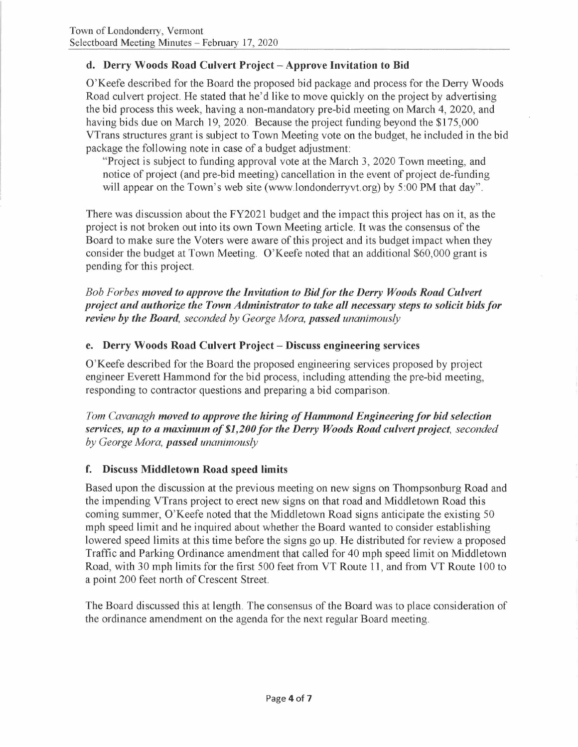### d. Derry Woods Road Culvert Project – Approve Invitation to Bid

O'Keefe described for the Board the proposed bid package and process for the Derry Woods Road culvert project. He stated that he'd like to move quickly on the project by advertising the bid process this week, having a non-mandatory pre-bid meeting on March 4, 2020, and having bids due on March 19, 2020. Because the project funding beyond the $175,000 VTrans structures grant is subject to Town Meeting vote on the budget, he included in the bid package the following note in case of a budget adjustment:

> "Project is subject to funding approval vote at the March 3, 2020 Town meeting, and notice of project (and pre-bid meeting) cancellation in the event of project de-funding will appear on the Town's web site (www.londonderryvt.org) by 5:00 PM that day".

There was discussion about the FY2021 budget and the impact this project has on it, as the project is not broken out into its own Town Meeting article. It was the consensus of the Board to make sure the Voters were aware of this project and its budget impact when they consider the budget at Town Meeting. O'Keefe noted that an additional $60,000 grant is pending for this project.

*Bob Forbes* ***moved to approve the Invitation to Bid for the Derry Woods Road Culvert project and authorize the Town Administrator to take all necessary steps to solicit bids for review by the Board****, seconded by George Mora,* ***passed*** *unanimously*

### e. Derry Woods Road Culvert Project – Discuss engineering services

O'Keefe described for the Board the proposed engineering services proposed by project engineer Everett Hammond for the bid process, including attending the pre-bid meeting, responding to contractor questions and preparing a bid comparison.

*Tom Cavanagh* ***moved to approve the hiring of Hammond Engineering for bid selection services, up to a maximum of $1,200 for the Derry Woods Road culvert project****, seconded by George Mora,* ***passed*** *unanimously*

### f. Discuss Middletown Road speed limits

Based upon the discussion at the previous meeting on new signs on Thompsonburg Road and the impending VTrans project to erect new signs on that road and Middletown Road this coming summer, O'Keefe noted that the Middletown Road signs anticipate the existing 50 mph speed limit and he inquired about whether the Board wanted to consider establishing lowered speed limits at this time before the signs go up. He distributed for review a proposed Traffic and Parking Ordinance amendment that called for 40 mph speed limit on Middletown Road, with 30 mph limits for the first 500 feet from VT Route 11, and from VT Route 100 to a point 200 feet north of Crescent Street.

The Board discussed this at length. The consensus of the Board was to place consideration of the ordinance amendment on the agenda for the next regular Board meeting.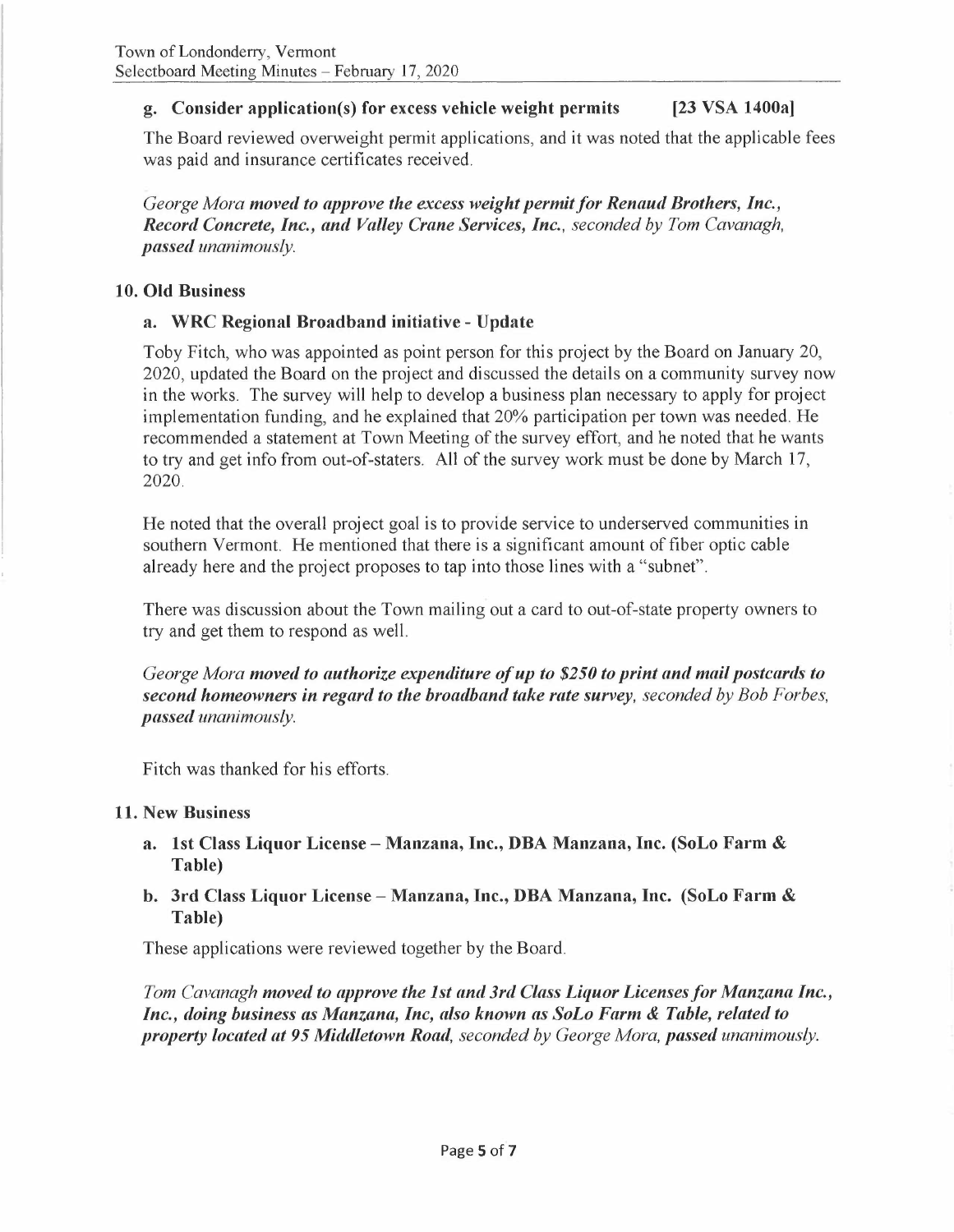**g. Consider application(s) for excess vehicle weight permits [23 VSA 1400a]**

The Board reviewed overweight permit applications, and it was noted that the applicable fees was paid and insurance certificates received.

*George Mora* ***moved to approve the excess weight permit for Renaud Brothers, Inc., Record Concrete, Inc., and Valley Crane Services, Inc.****, seconded by Tom Cavanagh,* ***passed*** *unanimously.*

## 10. Old Business

### a. WRC Regional Broadband initiative - Update

Toby Fitch, who was appointed as point person for this project by the Board on January 20, 2020, updated the Board on the project and discussed the details on a community survey now in the works. The survey will help to develop a business plan necessary to apply for project implementation funding, and he explained that 20% participation per town was needed. He recommended a statement at Town Meeting of the survey effort, and he noted that he wants to try and get info from out-of-staters. All of the survey work must be done by March 17, 2020.

He noted that the overall project goal is to provide service to underserved communities in southern Vermont. He mentioned that there is a significant amount of fiber optic cable already here and the project proposes to tap into those lines with a "subnet".

There was discussion about the Town mailing out a card to out-of-state property owners to try and get them to respond as well.

*George Mora* ***moved to authorize expenditure of up to $250 to print and mail postcards to second homeowners in regard to the broadband take rate survey****, seconded by Bob Forbes,* ***passed*** *unanimously.*

Fitch was thanked for his efforts.

## 11. New Business

### a. 1st Class Liquor License – Manzana, Inc., DBA Manzana, Inc. (SoLo Farm & Table)

### b. 3rd Class Liquor License – Manzana, Inc., DBA Manzana, Inc. (SoLo Farm & Table)

These applications were reviewed together by the Board.

*Tom Cavanagh* ***moved to approve the 1st and 3rd Class Liquor Licenses for Manzana Inc., Inc., doing business as Manzana, Inc, also known as SoLo Farm & Table, related to property located at 95 Middletown Road****, seconded by George Mora,* ***passed*** *unanimously.*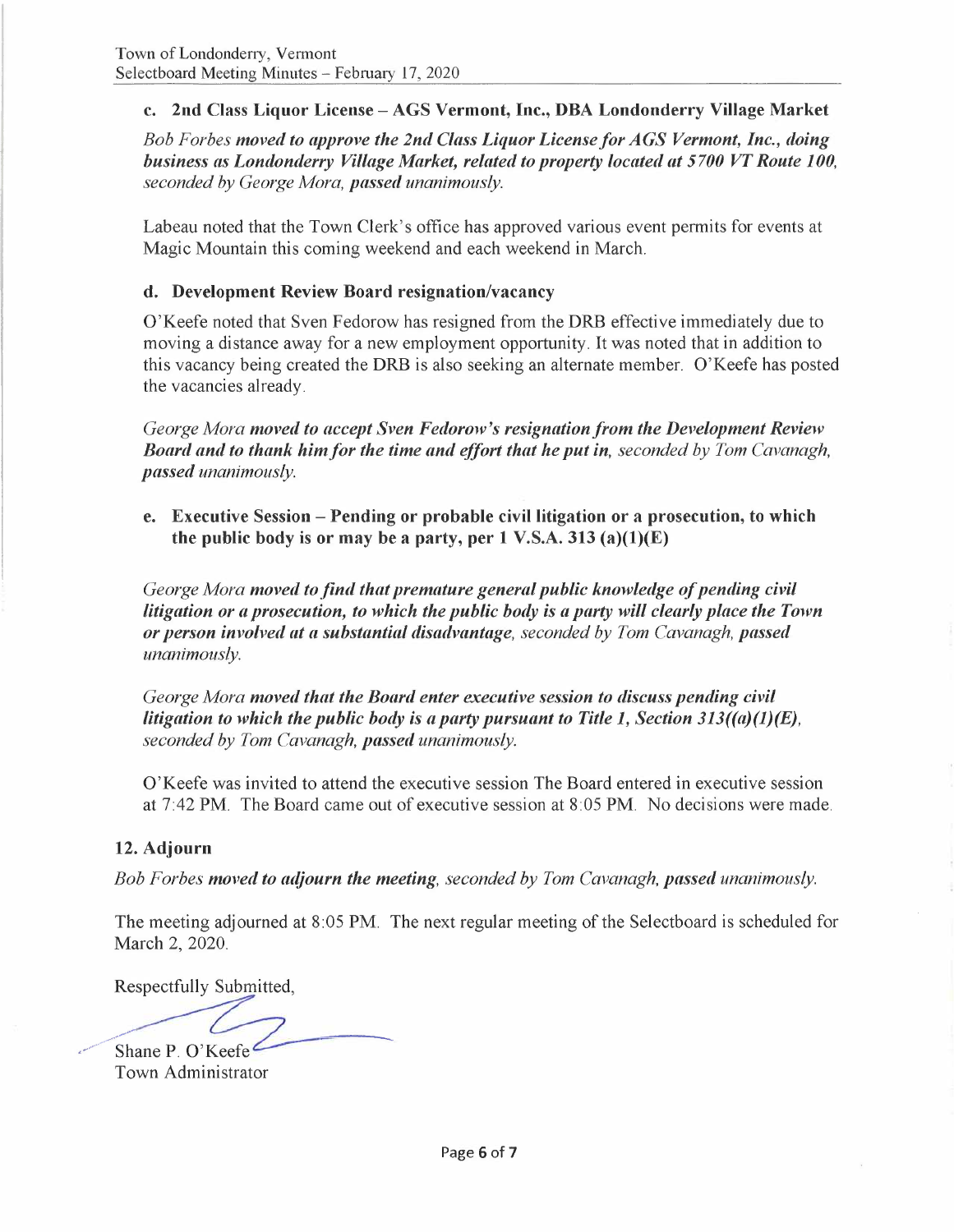**c. 2nd Class Liquor License – AGS Vermont, Inc., DBA Londonderry Village Market**

*Bob Forbes* ***moved to approve the 2nd Class Liquor License for AGS Vermont, Inc., doing business as Londonderry Village Market, related to property located at 5700 VT Route 100,*** *seconded by George Mora,* ***passed*** *unanimously.*

Labeau noted that the Town Clerk's office has approved various event permits for events at Magic Mountain this coming weekend and each weekend in March.

**d. Development Review Board resignation/vacancy**

O'Keefe noted that Sven Fedorow has resigned from the DRB effective immediately due to moving a distance away for a new employment opportunity. It was noted that in addition to this vacancy being created the DRB is also seeking an alternate member. O'Keefe has posted the vacancies already.

*George Mora* ***moved to accept Sven Fedorow's resignation from the Development Review Board and to thank him for the time and effort that he put in,*** *seconded by Tom Cavanagh,* ***passed*** *unanimously.*

**e. Executive Session – Pending or probable civil litigation or a prosecution, to which the public body is or may be a party, per 1 V.S.A. 313 (a)(1)(E)**

*George Mora* ***moved to find that premature general public knowledge of pending civil litigation or a prosecution, to which the public body is a party will clearly place the Town or person involved at a substantial disadvantage,*** *seconded by Tom Cavanagh,* ***passed*** *unanimously.*

*George Mora* ***moved that the Board enter executive session to discuss pending civil litigation to which the public body is a party pursuant to Title 1, Section 313((a)(1)(E),*** *seconded by Tom Cavanagh,* ***passed*** *unanimously.*

O'Keefe was invited to attend the executive session The Board entered in executive session at 7:42 PM. The Board came out of executive session at 8:05 PM. No decisions were made.

## 12. Adjourn

*Bob Forbes* ***moved to adjourn the meeting,*** *seconded by Tom Cavanagh,* ***passed*** *unanimously.*

The meeting adjourned at 8:05 PM. The next regular meeting of the Selectboard is scheduled for March 2, 2020.

Respectfully Submitted,

Shane P. O'Keefe
Town Administrator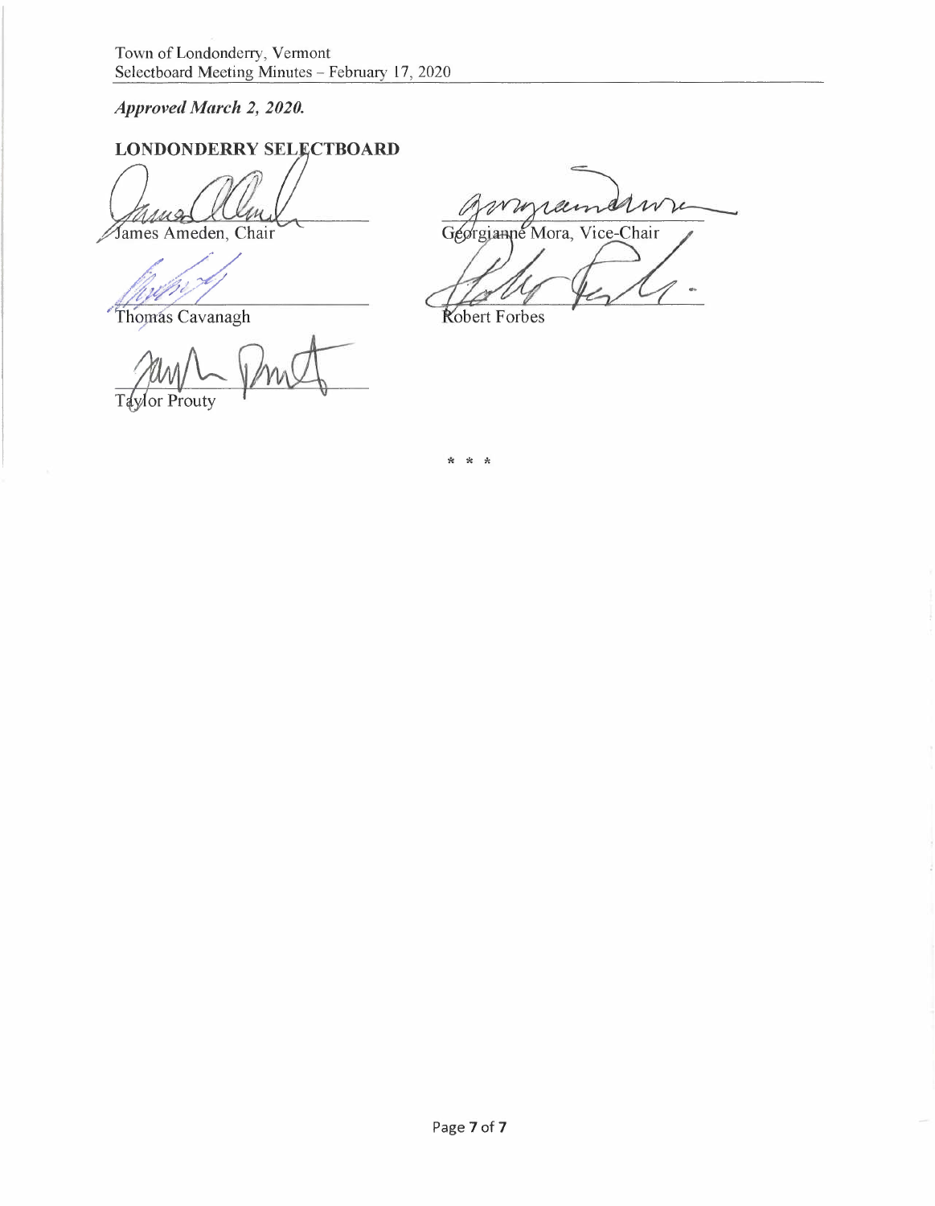*Approved March 2, 2020.*

**LONDONDERRY SELECTBOARD**

James Ameden, Chair

Georgianne Mora, Vice-Chair

Thomas Cavanagh

Robert Forbes

Taylor Prouty

\* \* \*